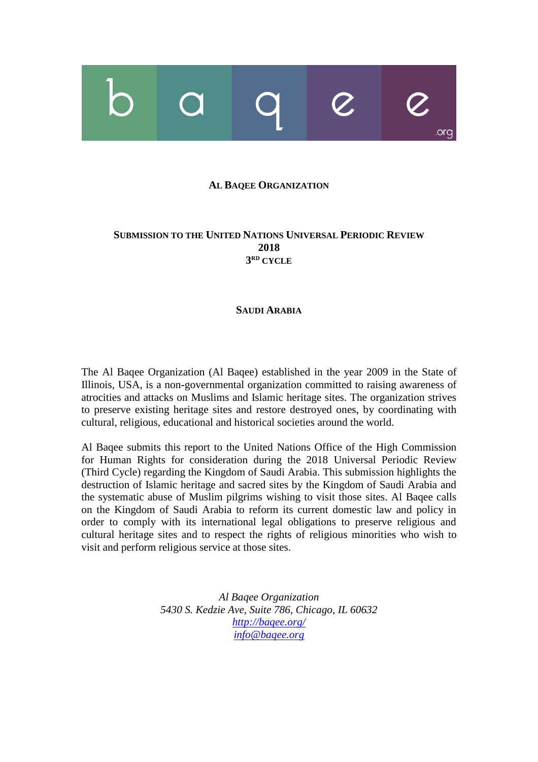**AL BAQEE ORGANIZATION**

**SUBMISSION TO THE UNITED NATIONS UNIVERSAL PERIODIC REVIEW**
**2018**
**3RD CYCLE**

**SAUDI ARABIA**

The Al Baqee Organization (Al Baqee) established in the year 2009 in the State of Illinois, USA, is a non-governmental organization committed to raising awareness of atrocities and attacks on Muslims and Islamic heritage sites. The organization strives to preserve existing heritage sites and restore destroyed ones, by coordinating with cultural, religious, educational and historical societies around the world.

Al Baqee submits this report to the United Nations Office of the High Commission for Human Rights for consideration during the 2018 Universal Periodic Review (Third Cycle) regarding the Kingdom of Saudi Arabia. This submission highlights the destruction of Islamic heritage and sacred sites by the Kingdom of Saudi Arabia and the systematic abuse of Muslim pilgrims wishing to visit those sites. Al Baqee calls on the Kingdom of Saudi Arabia to reform its current domestic law and policy in order to comply with its international legal obligations to preserve religious and cultural heritage sites and to respect the rights of religious minorities who wish to visit and perform religious service at those sites.

*Al Baqee Organization*
*5430 S. Kedzie Ave, Suite 786, Chicago, IL 60632*
*http://baqee.org/*
*info@baqee.org*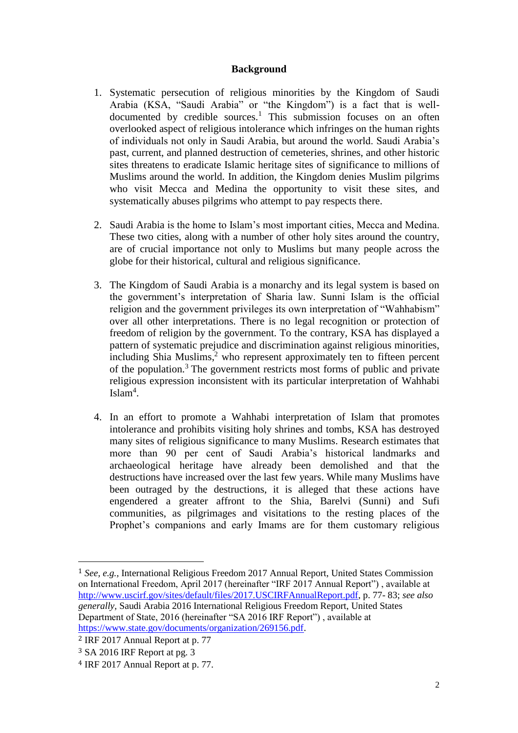## Background

1. Systematic persecution of religious minorities by the Kingdom of Saudi Arabia (KSA, "Saudi Arabia" or "the Kingdom") is a fact that is well-documented by credible sources.[1] This submission focuses on an often overlooked aspect of religious intolerance which infringes on the human rights of individuals not only in Saudi Arabia, but around the world. Saudi Arabia's past, current, and planned destruction of cemeteries, shrines, and other historic sites threatens to eradicate Islamic heritage sites of significance to millions of Muslims around the world. In addition, the Kingdom denies Muslim pilgrims who visit Mecca and Medina the opportunity to visit these sites, and systematically abuses pilgrims who attempt to pay respects there.

2. Saudi Arabia is the home to Islam's most important cities, Mecca and Medina. These two cities, along with a number of other holy sites around the country, are of crucial importance not only to Muslims but many people across the globe for their historical, cultural and religious significance.

3. The Kingdom of Saudi Arabia is a monarchy and its legal system is based on the government's interpretation of Sharia law. Sunni Islam is the official religion and the government privileges its own interpretation of "Wahhabism" over all other interpretations. There is no legal recognition or protection of freedom of religion by the government. To the contrary, KSA has displayed a pattern of systematic prejudice and discrimination against religious minorities, including Shia Muslims,[2] who represent approximately ten to fifteen percent of the population.[3] The government restricts most forms of public and private religious expression inconsistent with its particular interpretation of Wahhabi Islam[4].

4. In an effort to promote a Wahhabi interpretation of Islam that promotes intolerance and prohibits visiting holy shrines and tombs, KSA has destroyed many sites of religious significance to many Muslims. Research estimates that more than 90 per cent of Saudi Arabia's historical landmarks and archaeological heritage have already been demolished and that the destructions have increased over the last few years. While many Muslims have been outraged by the destructions, it is alleged that these actions have engendered a greater affront to the Shia, Barelvi (Sunni) and Sufi communities, as pilgrimages and visitations to the resting places of the Prophet's companions and early Imams are for them customary religious

---

[1] *See, e.g.,* International Religious Freedom 2017 Annual Report, United States Commission on International Freedom, April 2017 (hereinafter "IRF 2017 Annual Report") , available at http://www.uscirf.gov/sites/default/files/2017.USCIRFAnnualReport.pdf, p. 77- 83; *see also generally,* Saudi Arabia 2016 International Religious Freedom Report, United States Department of State, 2016 (hereinafter "SA 2016 IRF Report") , available at https://www.state.gov/documents/organization/269156.pdf.

[2] IRF 2017 Annual Report at p. 77

[3] SA 2016 IRF Report at pg. 3

[4] IRF 2017 Annual Report at p. 77.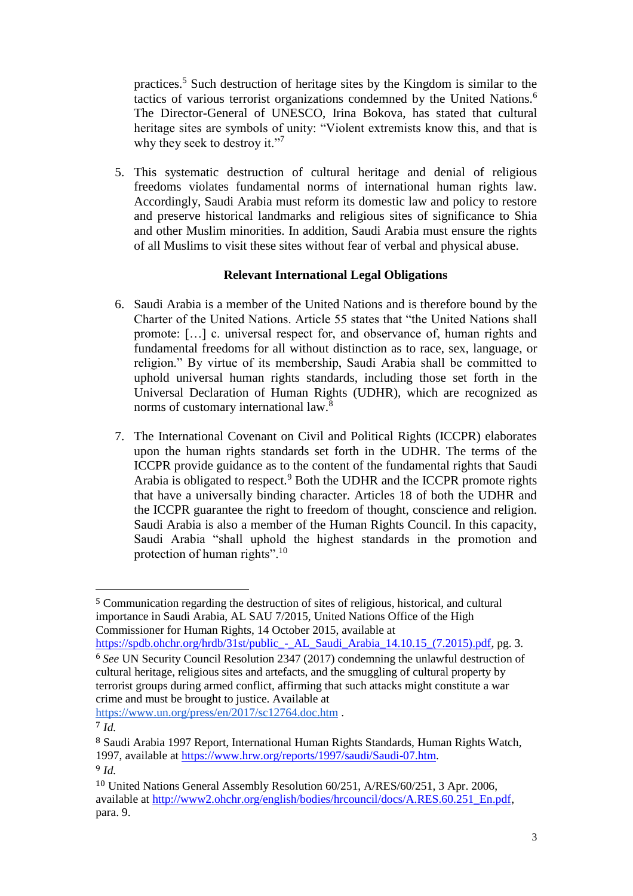practices.[5] Such destruction of heritage sites by the Kingdom is similar to the tactics of various terrorist organizations condemned by the United Nations.[6] The Director-General of UNESCO, Irina Bokova, has stated that cultural heritage sites are symbols of unity: "Violent extremists know this, and that is why they seek to destroy it."[7]

5. This systematic destruction of cultural heritage and denial of religious freedoms violates fundamental norms of international human rights law. Accordingly, Saudi Arabia must reform its domestic law and policy to restore and preserve historical landmarks and religious sites of significance to Shia and other Muslim minorities. In addition, Saudi Arabia must ensure the rights of all Muslims to visit these sites without fear of verbal and physical abuse.

**Relevant International Legal Obligations**

6. Saudi Arabia is a member of the United Nations and is therefore bound by the Charter of the United Nations. Article 55 states that "the United Nations shall promote: […] c. universal respect for, and observance of, human rights and fundamental freedoms for all without distinction as to race, sex, language, or religion." By virtue of its membership, Saudi Arabia shall be committed to uphold universal human rights standards, including those set forth in the Universal Declaration of Human Rights (UDHR), which are recognized as norms of customary international law.[8]

7. The International Covenant on Civil and Political Rights (ICCPR) elaborates upon the human rights standards set forth in the UDHR. The terms of the ICCPR provide guidance as to the content of the fundamental rights that Saudi Arabia is obligated to respect.[9] Both the UDHR and the ICCPR promote rights that have a universally binding character. Articles 18 of both the UDHR and the ICCPR guarantee the right to freedom of thought, conscience and religion. Saudi Arabia is also a member of the Human Rights Council. In this capacity, Saudi Arabia "shall uphold the highest standards in the promotion and protection of human rights".[10]

---

[5] Communication regarding the destruction of sites of religious, historical, and cultural importance in Saudi Arabia, AL SAU 7/2015, United Nations Office of the High Commissioner for Human Rights, 14 October 2015, available at https://spdb.ohchr.org/hrdb/31st/public_-_AL_Saudi_Arabia_14.10.15_(7.2015).pdf, pg. 3.

[6] *See* UN Security Council Resolution 2347 (2017) condemning the unlawful destruction of cultural heritage, religious sites and artefacts, and the smuggling of cultural property by terrorist groups during armed conflict, affirming that such attacks might constitute a war crime and must be brought to justice. Available at https://www.un.org/press/en/2017/sc12764.doc.htm .

[7] *Id.*

[8] Saudi Arabia 1997 Report, International Human Rights Standards, Human Rights Watch, 1997, available at https://www.hrw.org/reports/1997/saudi/Saudi-07.htm.

[9] *Id.*

[10] United Nations General Assembly Resolution 60/251, A/RES/60/251, 3 Apr. 2006, available at http://www2.ohchr.org/english/bodies/hrcouncil/docs/A.RES.60.251_En.pdf, para. 9.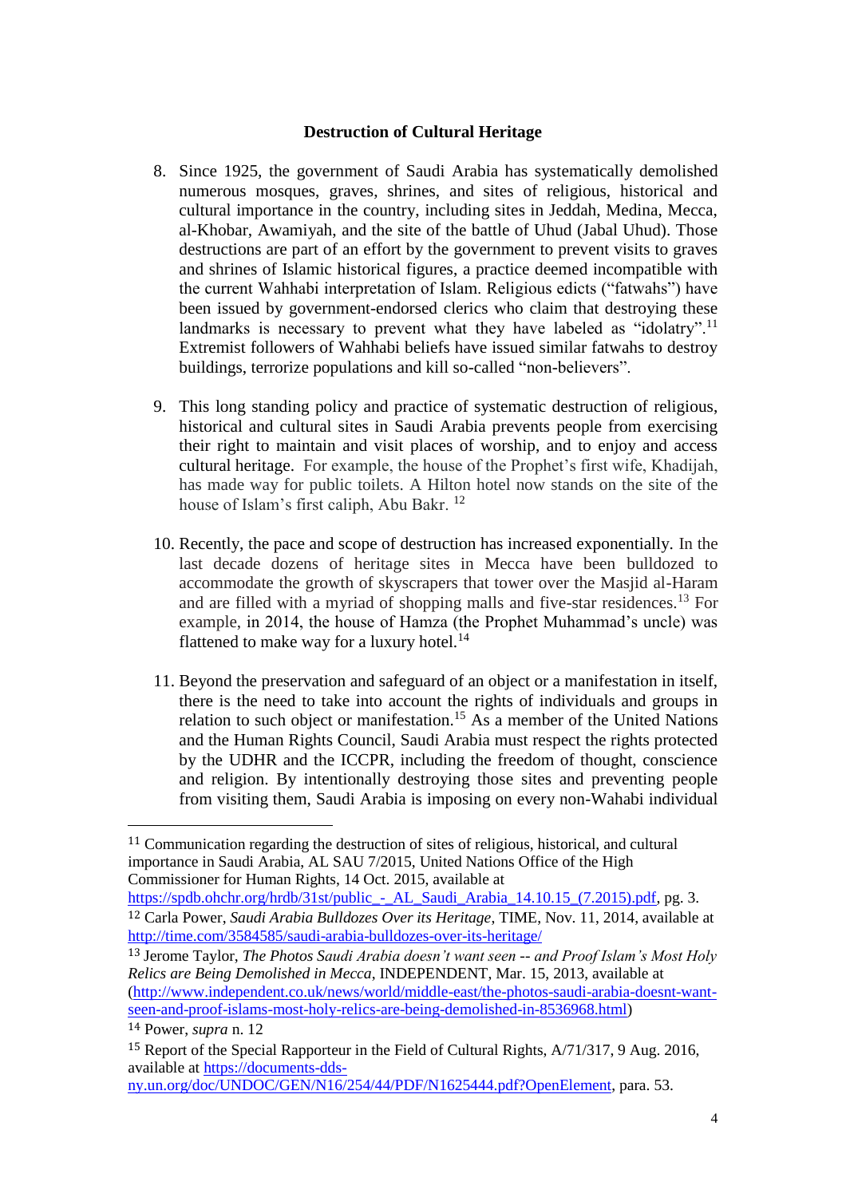### Destruction of Cultural Heritage

8. Since 1925, the government of Saudi Arabia has systematically demolished numerous mosques, graves, shrines, and sites of religious, historical and cultural importance in the country, including sites in Jeddah, Medina, Mecca, al-Khobar, Awamiyah, and the site of the battle of Uhud (Jabal Uhud). Those destructions are part of an effort by the government to prevent visits to graves and shrines of Islamic historical figures, a practice deemed incompatible with the current Wahhabi interpretation of Islam. Religious edicts ("fatwahs") have been issued by government-endorsed clerics who claim that destroying these landmarks is necessary to prevent what they have labeled as "idolatry".[11] Extremist followers of Wahhabi beliefs have issued similar fatwahs to destroy buildings, terrorize populations and kill so-called "non-believers".

9. This long standing policy and practice of systematic destruction of religious, historical and cultural sites in Saudi Arabia prevents people from exercising their right to maintain and visit places of worship, and to enjoy and access cultural heritage. For example, the house of the Prophet's first wife, Khadijah, has made way for public toilets. A Hilton hotel now stands on the site of the house of Islam's first caliph, Abu Bakr. [12]

10. Recently, the pace and scope of destruction has increased exponentially. In the last decade dozens of heritage sites in Mecca have been bulldozed to accommodate the growth of skyscrapers that tower over the Masjid al-Haram and are filled with a myriad of shopping malls and five-star residences.[13] For example, in 2014, the house of Hamza (the Prophet Muhammad's uncle) was flattened to make way for a luxury hotel.[14]

11. Beyond the preservation and safeguard of an object or a manifestation in itself, there is the need to take into account the rights of individuals and groups in relation to such object or manifestation.[15] As a member of the United Nations and the Human Rights Council, Saudi Arabia must respect the rights protected by the UDHR and the ICCPR, including the freedom of thought, conscience and religion. By intentionally destroying those sites and preventing people from visiting them, Saudi Arabia is imposing on every non-Wahabi individual

---

[11] Communication regarding the destruction of sites of religious, historical, and cultural importance in Saudi Arabia, AL SAU 7/2015, United Nations Office of the High Commissioner for Human Rights, 14 Oct. 2015, available at https://spdb.ohchr.org/hrdb/31st/public_-_AL_Saudi_Arabia_14.10.15_(7.2015).pdf, pg. 3.

[12] Carla Power, *Saudi Arabia Bulldozes Over its Heritage*, TIME, Nov. 11, 2014, available at http://time.com/3584585/saudi-arabia-bulldozes-over-its-heritage/

[13] Jerome Taylor, *The Photos Saudi Arabia doesn't want seen -- and Proof Islam's Most Holy Relics are Being Demolished in Mecca*, INDEPENDENT, Mar. 15, 2013, available at (http://www.independent.co.uk/news/world/middle-east/the-photos-saudi-arabia-doesnt-want-seen-and-proof-islams-most-holy-relics-are-being-demolished-in-8536968.html)

[14] Power, *supra* n. 12

[15] Report of the Special Rapporteur in the Field of Cultural Rights, A/71/317, 9 Aug. 2016, available at https://documents-dds-ny.un.org/doc/UNDOC/GEN/N16/254/44/PDF/N1625444.pdf?OpenElement, para. 53.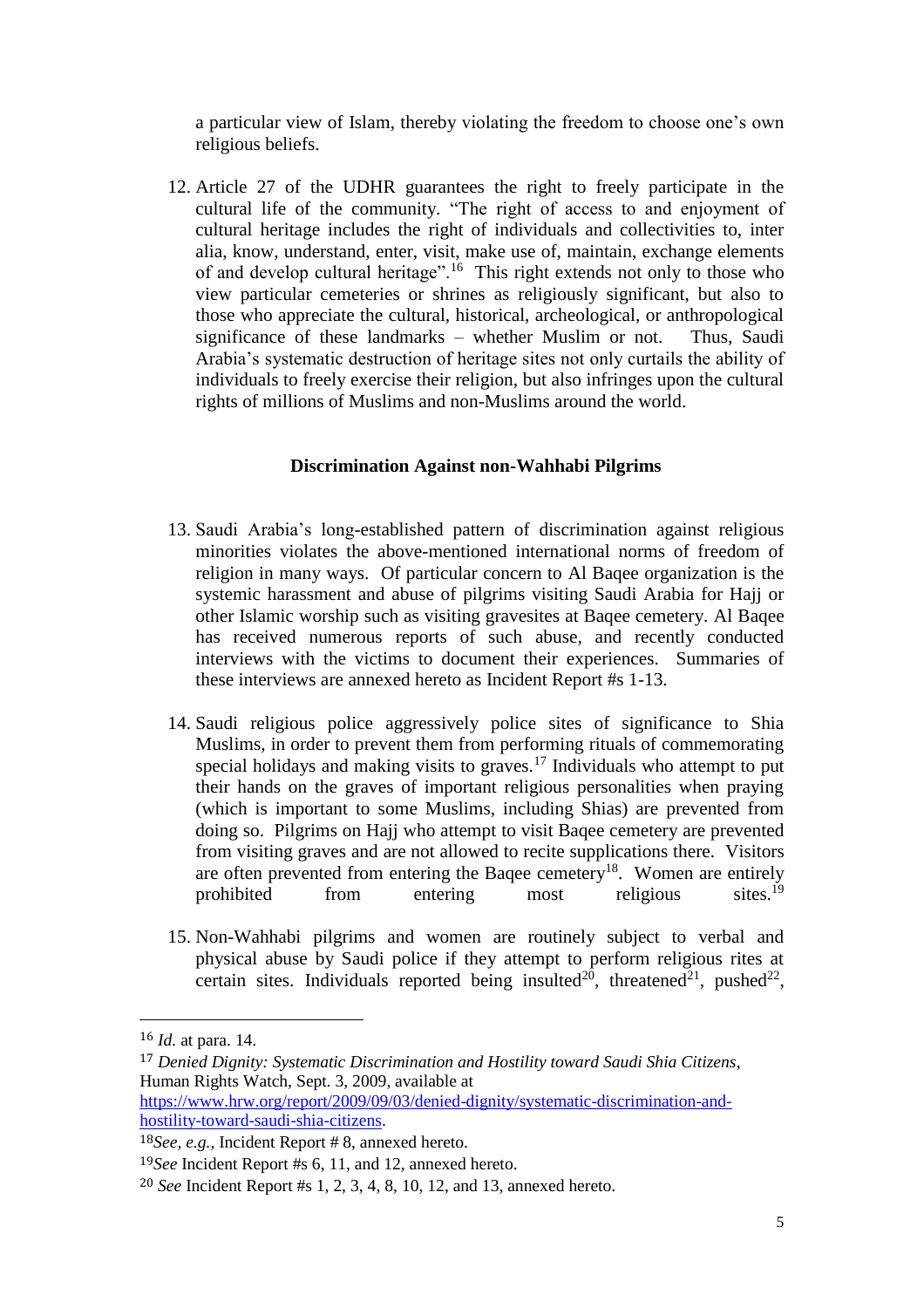a particular view of Islam, thereby violating the freedom to choose one's own religious beliefs.

12. Article 27 of the UDHR guarantees the right to freely participate in the cultural life of the community. "The right of access to and enjoyment of cultural heritage includes the right of individuals and collectivities to, inter alia, know, understand, enter, visit, make use of, maintain, exchange elements of and develop cultural heritage".[16] This right extends not only to those who view particular cemeteries or shrines as religiously significant, but also to those who appreciate the cultural, historical, archeological, or anthropological significance of these landmarks – whether Muslim or not. Thus, Saudi Arabia's systematic destruction of heritage sites not only curtails the ability of individuals to freely exercise their religion, but also infringes upon the cultural rights of millions of Muslims and non-Muslims around the world.

**Discrimination Against non-Wahhabi Pilgrims**

13. Saudi Arabia's long-established pattern of discrimination against religious minorities violates the above-mentioned international norms of freedom of religion in many ways. Of particular concern to Al Baqee organization is the systemic harassment and abuse of pilgrims visiting Saudi Arabia for Hajj or other Islamic worship such as visiting gravesites at Baqee cemetery. Al Baqee has received numerous reports of such abuse, and recently conducted interviews with the victims to document their experiences. Summaries of these interviews are annexed hereto as Incident Report #s 1-13.

14. Saudi religious police aggressively police sites of significance to Shia Muslims, in order to prevent them from performing rituals of commemorating special holidays and making visits to graves.[17] Individuals who attempt to put their hands on the graves of important religious personalities when praying (which is important to some Muslims, including Shias) are prevented from doing so. Pilgrims on Hajj who attempt to visit Baqee cemetery are prevented from visiting graves and are not allowed to recite supplications there. Visitors are often prevented from entering the Baqee cemetery[18]. Women are entirely prohibited from entering most religious sites.[19]

15. Non-Wahhabi pilgrims and women are routinely subject to verbal and physical abuse by Saudi police if they attempt to perform religious rites at certain sites. Individuals reported being insulted[20], threatened[21], pushed[22],

---

[16] *Id.* at para. 14.

[17] *Denied Dignity: Systematic Discrimination and Hostility toward Saudi Shia Citizens*, Human Rights Watch, Sept. 3, 2009, available at https://www.hrw.org/report/2009/09/03/denied-dignity-systematic-discrimination-and-hostility-toward-saudi-shia-citizens.

[18] *See, e.g.,* Incident Report # 8, annexed hereto.

[19] *See* Incident Report #s 6, 11, and 12, annexed hereto.

[20] *See* Incident Report #s 1, 2, 3, 4, 8, 10, 12, and 13, annexed hereto.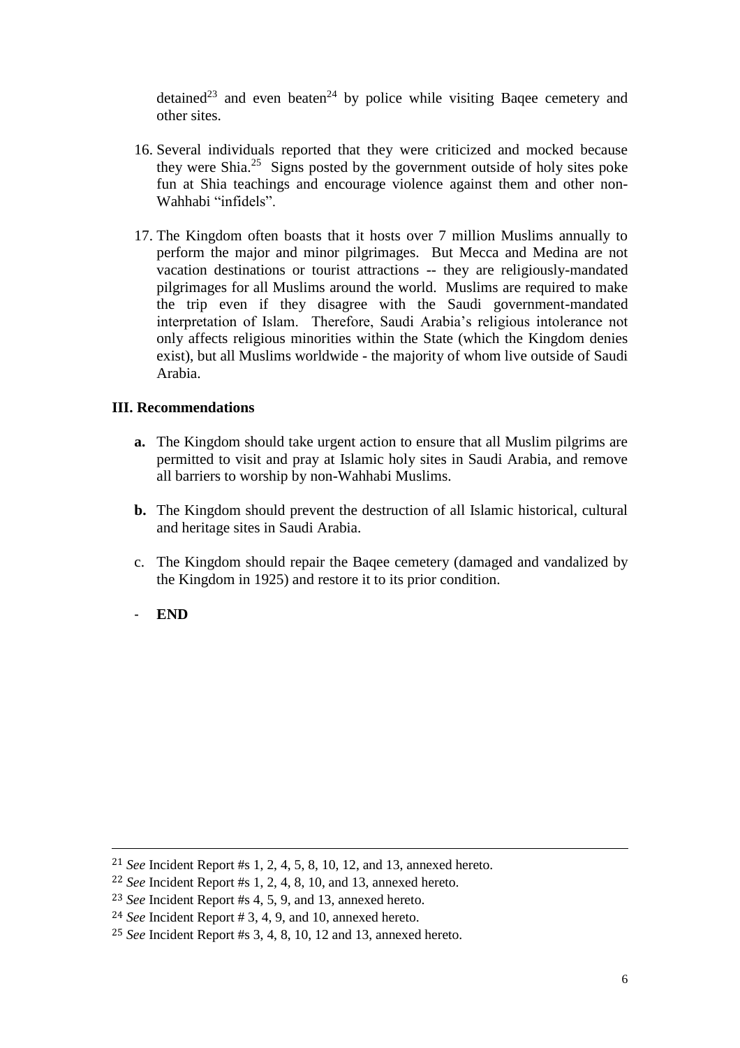detained[23] and even beaten[24] by police while visiting Baqee cemetery and other sites.

16. Several individuals reported that they were criticized and mocked because they were Shia.[25] Signs posted by the government outside of holy sites poke fun at Shia teachings and encourage violence against them and other non-Wahhabi "infidels".

17. The Kingdom often boasts that it hosts over 7 million Muslims annually to perform the major and minor pilgrimages. But Mecca and Medina are not vacation destinations or tourist attractions -- they are religiously-mandated pilgrimages for all Muslims around the world. Muslims are required to make the trip even if they disagree with the Saudi government-mandated interpretation of Islam. Therefore, Saudi Arabia's religious intolerance not only affects religious minorities within the State (which the Kingdom denies exist), but all Muslims worldwide - the majority of whom live outside of Saudi Arabia.

### III. Recommendations

**a.** The Kingdom should take urgent action to ensure that all Muslim pilgrims are permitted to visit and pray at Islamic holy sites in Saudi Arabia, and remove all barriers to worship by non-Wahhabi Muslims.

**b.** The Kingdom should prevent the destruction of all Islamic historical, cultural and heritage sites in Saudi Arabia.

c. The Kingdom should repair the Baqee cemetery (damaged and vandalized by the Kingdom in 1925) and restore it to its prior condition.

- **END**

---

[21] *See* Incident Report #s 1, 2, 4, 5, 8, 10, 12, and 13, annexed hereto.

[22] *See* Incident Report #s 1, 2, 4, 8, 10, and 13, annexed hereto.

[23] *See* Incident Report #s 4, 5, 9, and 13, annexed hereto.

[24] *See* Incident Report # 3, 4, 9, and 10, annexed hereto.

[25] *See* Incident Report #s 3, 4, 8, 10, 12 and 13, annexed hereto.